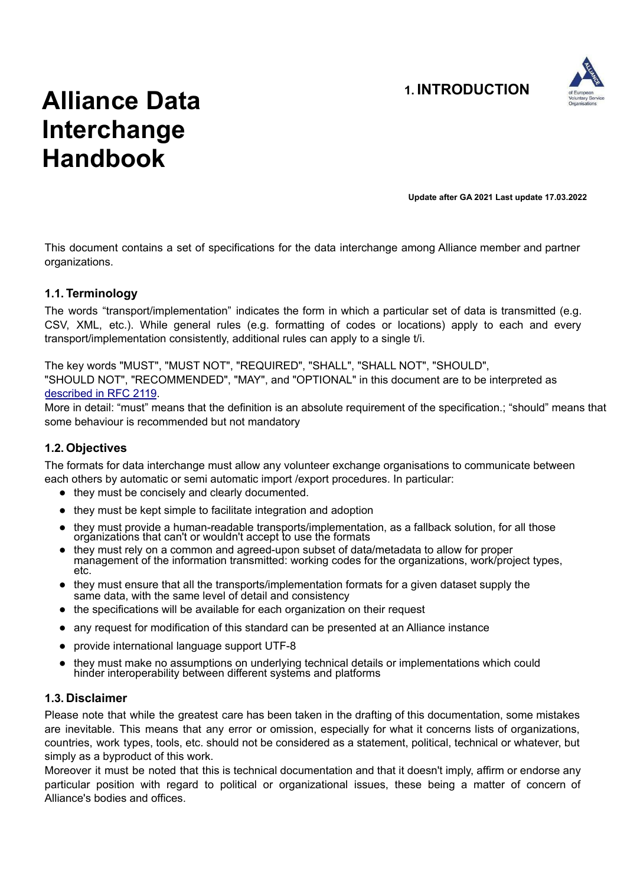# Alliance Data Interchange Handbook

## 1. INTRODUCTION

**Update after GA 2021 Last update 17.03.2022**

This document contains a set of specifications for the data interchange among Alliance member and partner organizations.

### 1.1. Terminology

The words "transport/implementation" indicates the form in which a particular set of data is transmitted (e.g. CSV, XML, etc.). While general rules (e.g. formatting of codes or locations) apply to each and every transport/implementation consistently, additional rules can apply to a single t/i.

The key words "MUST", "MUST NOT", "REQUIRED", "SHALL", "SHALL NOT", "SHOULD", "SHOULD NOT", "RECOMMENDED", "MAY", and "OPTIONAL" in this document are to be interpreted as described in RFC 2119.

More in detail: "must" means that the definition is an absolute requirement of the specification.; "should" means that some behaviour is recommended but not mandatory

### 1.2. Objectives

The formats for data interchange must allow any volunteer exchange organisations to communicate between each others by automatic or semi automatic import /export procedures. In particular:

- they must be concisely and clearly documented.
- they must be kept simple to facilitate integration and adoption
- they must provide a human-readable transports/implementation, as a fallback solution, for all those organizations that can't or wouldn't accept to use the formats
- they must rely on a common and agreed-upon subset of data/metadata to allow for proper management of the information transmitted: working codes for the organizations, work/project types, etc.
- they must ensure that all the transports/implementation formats for a given dataset supply the same data, with the same level of detail and consistency
- the specifications will be available for each organization on their request
- any request for modification of this standard can be presented at an Alliance instance
- provide international language support UTF-8
- they must make no assumptions on underlying technical details or implementations which could hinder interoperability between different systems and platforms

### 1.3. Disclaimer

Please note that while the greatest care has been taken in the drafting of this documentation, some mistakes are inevitable. This means that any error or omission, especially for what it concerns lists of organizations, countries, work types, tools, etc. should not be considered as a statement, political, technical or whatever, but simply as a byproduct of this work.

Moreover it must be noted that this is technical documentation and that it doesn't imply, affirm or endorse any particular position with regard to political or organizational issues, these being a matter of concern of Alliance's bodies and offices.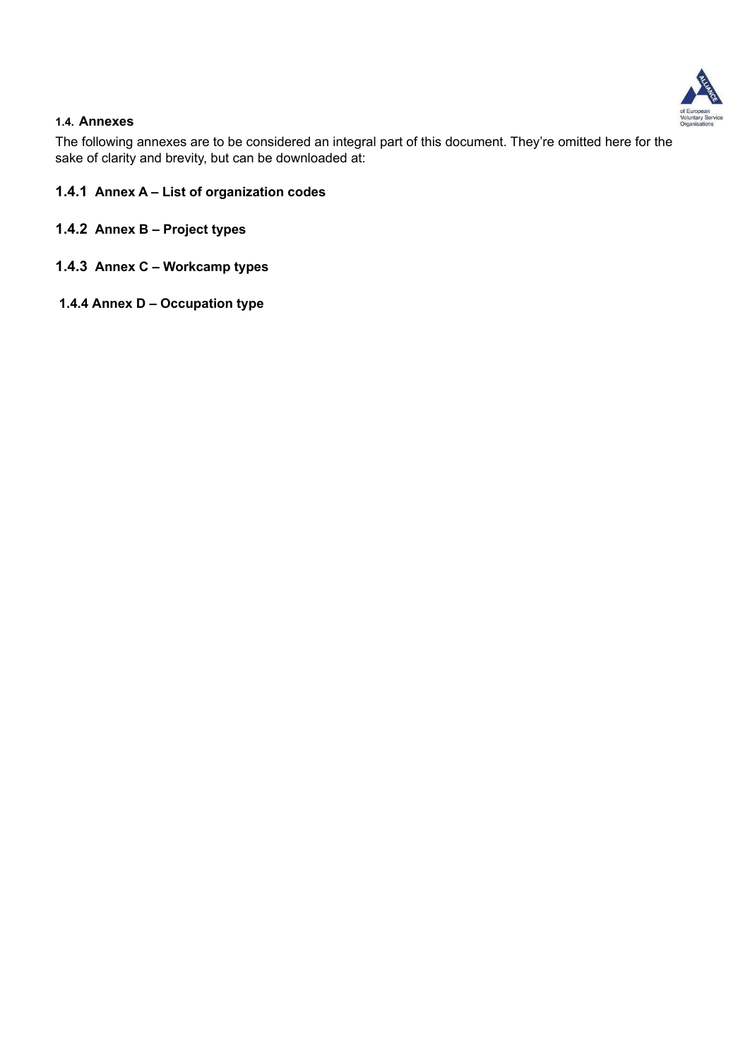### 1.4. Annexes

The following annexes are to be considered an integral part of this document. They're omitted here for the sake of clarity and brevity, but can be downloaded at:

#### 1.4.1 Annex A – List of organization codes

#### 1.4.2 Annex B – Project types

#### 1.4.3 Annex C – Workcamp types

#### 1.4.4 Annex D – Occupation type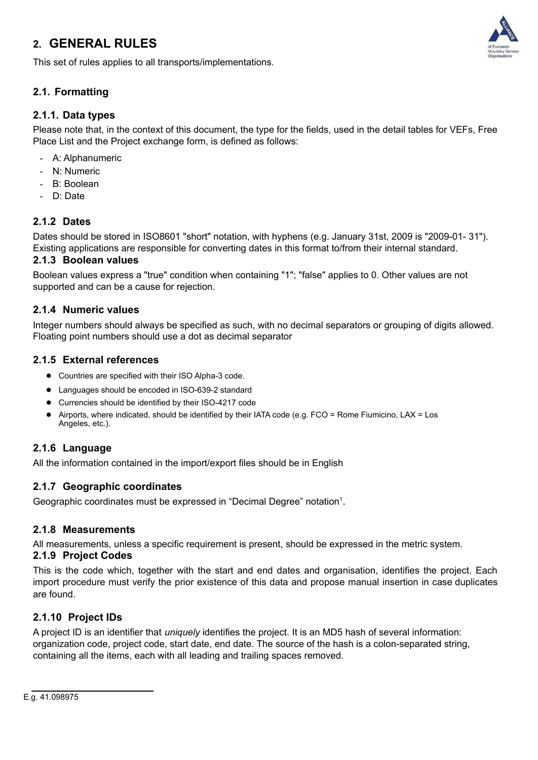# 2. GENERAL RULES

This set of rules applies to all transports/implementations.

## 2.1. Formatting

### 2.1.1. Data types

Please note that, in the context of this document, the type for the fields, used in the detail tables for VEFs, Free Place List and the Project exchange form, is defined as follows:

- A: Alphanumeric
- N: Numeric
- B: Boolean
- D: Date

### 2.1.2 Dates

Dates should be stored in ISO8601 "short" notation, with hyphens (e.g. January 31st, 2009 is "2009-01- 31"). Existing applications are responsible for converting dates in this format to/from their internal standard.

### 2.1.3 Boolean values

Boolean values express a "true" condition when containing "1"; "false" applies to 0. Other values are not supported and can be a cause for rejection.

### 2.1.4 Numeric values

Integer numbers should always be specified as such, with no decimal separators or grouping of digits allowed. Floating point numbers should use a dot as decimal separator

### 2.1.5 External references

- Countries are specified with their ISO Alpha-3 code.
- Languages should be encoded in ISO-639-2 standard
- Currencies should be identified by their ISO-4217 code
- Airports, where indicated, should be identified by their IATA code (e.g. FCO = Rome Fiumicino, LAX = Los Angeles, etc.).

### 2.1.6 Language

All the information contained in the import/export files should be in English

### 2.1.7 Geographic coordinates

Geographic coordinates must be expressed in “Decimal Degree” notation[1].

### 2.1.8 Measurements

All measurements, unless a specific requirement is present, should be expressed in the metric system.

### 2.1.9 Project Codes

This is the code which, together with the start and end dates and organisation, identifies the project. Each import procedure must verify the prior existence of this data and propose manual insertion in case duplicates are found.

### 2.1.10 Project IDs

A project ID is an identifier that *uniquely* identifies the project. It is an MD5 hash of several information: organization code, project code, start date, end date. The source of the hash is a colon-separated string, containing all the items, each with all leading and trailing spaces removed.

---

[1] E.g. 41.098975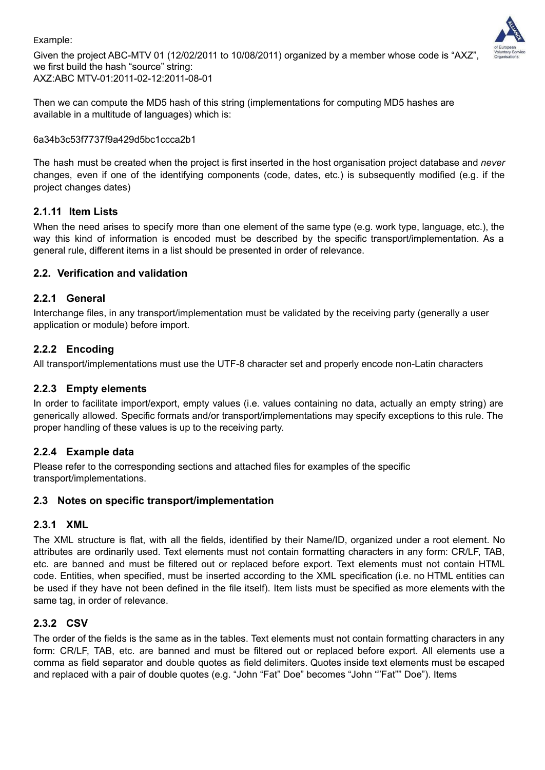Example:

Given the project ABC-MTV 01 (12/02/2011 to 10/08/2011) organized by a member whose code is "AXZ", we first build the hash "source" string:
AXZ:ABC MTV-01:2011-02-12:2011-08-01

Then we can compute the MD5 hash of this string (implementations for computing MD5 hashes are available in a multitude of languages) which is:

6a34b3c53f7737f9a429d5bc1ccca2b1

The hash must be created when the project is first inserted in the host organisation project database and *never* changes, even if one of the identifying components (code, dates, etc.) is subsequently modified (e.g. if the project changes dates)

### 2.1.11 Item Lists

When the need arises to specify more than one element of the same type (e.g. work type, language, etc.), the way this kind of information is encoded must be described by the specific transport/implementation. As a general rule, different items in a list should be presented in order of relevance.

## 2.2. Verification and validation

### 2.2.1 General

Interchange files, in any transport/implementation must be validated by the receiving party (generally a user application or module) before import.

### 2.2.2 Encoding

All transport/implementations must use the UTF-8 character set and properly encode non-Latin characters

### 2.2.3 Empty elements

In order to facilitate import/export, empty values (i.e. values containing no data, actually an empty string) are generically allowed. Specific formats and/or transport/implementations may specify exceptions to this rule. The proper handling of these values is up to the receiving party.

### 2.2.4 Example data

Please refer to the corresponding sections and attached files for examples of the specific transport/implementations.

## 2.3 Notes on specific transport/implementation

### 2.3.1 XML

The XML structure is flat, with all the fields, identified by their Name/ID, organized under a root element. No attributes are ordinarily used. Text elements must not contain formatting characters in any form: CR/LF, TAB, etc. are banned and must be filtered out or replaced before export. Text elements must not contain HTML code. Entities, when specified, must be inserted according to the XML specification (i.e. no HTML entities can be used if they have not been defined in the file itself). Item lists must be specified as more elements with the same tag, in order of relevance.

### 2.3.2 CSV

The order of the fields is the same as in the tables. Text elements must not contain formatting characters in any form: CR/LF, TAB, etc. are banned and must be filtered out or replaced before export. All elements use a comma as field separator and double quotes as field delimiters. Quotes inside text elements must be escaped and replaced with a pair of double quotes (e.g. "John "Fat" Doe" becomes "John ""Fat"" Doe"). Items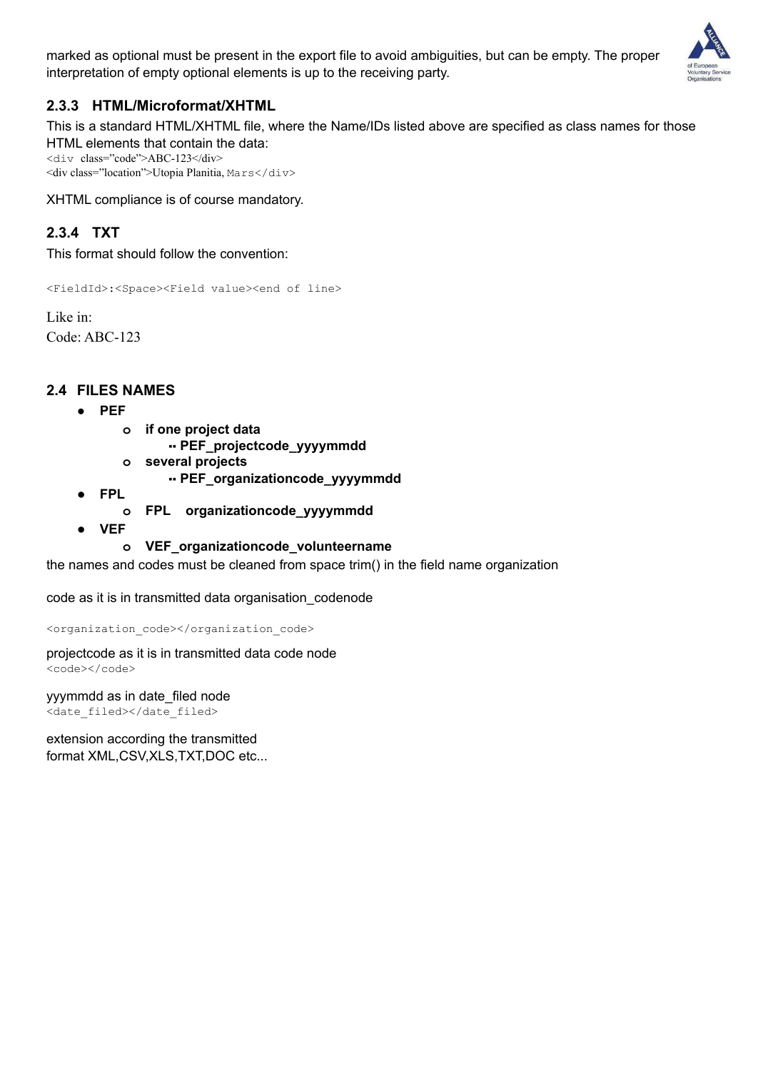marked as optional must be present in the export file to avoid ambiguities, but can be empty. The proper interpretation of empty optional elements is up to the receiving party.

### 2.3.3 HTML/Microformat/XHTML

This is a standard HTML/XHTML file, where the Name/IDs listed above are specified as class names for those HTML elements that contain the data:

```
<div class="code">ABC-123</div>
<div class="location">Utopia Planitia, Mars</div>
```

XHTML compliance is of course mandatory.

### 2.3.4 TXT

This format should follow the convention:

```
<FieldId>:<Space><Field value><end of line>
```

Like in:
Code: ABC-123

## 2.4 FILES NAMES

- **PEF**
  - **if one project data**
    - **PEF_projectcode_yyyymmdd**
  - **several projects**
    - **PEF_organizationcode_yyyymmdd**
- **FPL**
  - **FPL organizationcode_yyyymmdd**
- **VEF**
  - **VEF_organizationcode_volunteername**

the names and codes must be cleaned from space trim() in the field name organization

code as it is in transmitted data organisation_codenode

```
<organization_code></organization_code>
```

projectcode as it is in transmitted data code node

```
<code></code>
```

yyymmdd as in date_filed node

```
<date_filed></date_filed>
```

extension according the transmitted
format XML,CSV,XLS,TXT,DOC etc...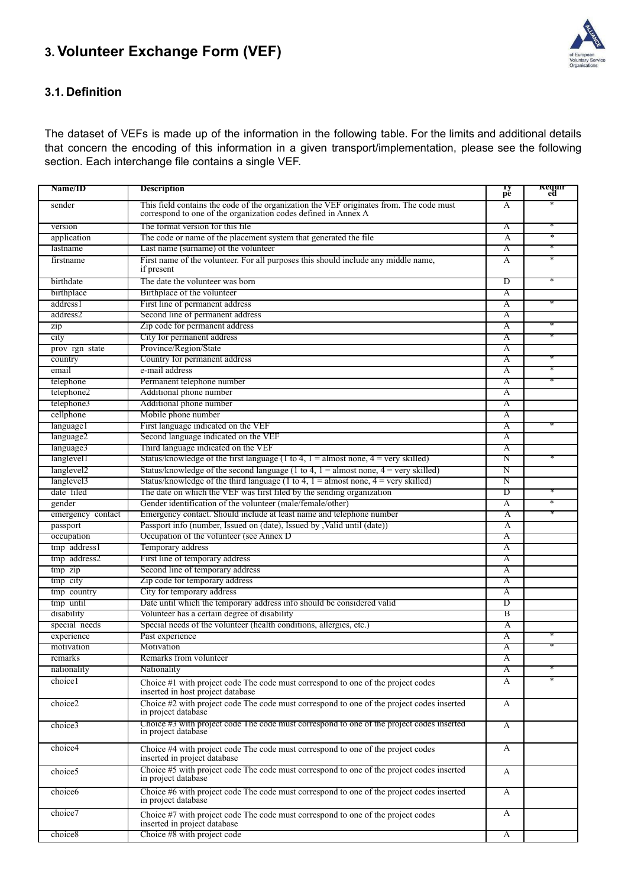## 3. Volunteer Exchange Form (VEF)

### 3.1. Definition

The dataset of VEFs is made up of the information in the following table. For the limits and additional details that concern the encoding of this information in a given transport/implementation, please see the following section. Each interchange file contains a single VEF.

| Name/ID | Description | Type | Required |
|---|---|---|---|
| sender | This field contains the code of the organization the VEF originates from. The code must correspond to one of the organization codes defined in Annex A | A | * |
| version | The format version for this file | A | * |
| application | The code or name of the placement system that generated the file | A | * |
| lastname | Last name (surname) of the volunteer | A | * |
| firstname | First name of the volunteer. For all purposes this should include any middle name, if present | A | * |
| birthdate | The date the volunteer was born | D | * |
| birthplace | Birthplace of the volunteer | A | |
| address1 | First line of permanent address | A | * |
| address2 | Second line of permanent address | A | |
| zip | Zip code for permanent address | A | * |
| city | City for permanent address | A | * |
| prov_rgn_state | Province/Region/State | A | |
| country | Country for permanent address | A | * |
| email | e-mail address | A | * |
| telephone | Permanent telephone number | A | * |
| telephone2 | Additional phone number | A | |
| telephone3 | Additional phone number | A | |
| cellphone | Mobile phone number | A | |
| language1 | First language indicated on the VEF | A | * |
| language2 | Second language indicated on the VEF | A | |
| language3 | Third language indicated on the VEF | A | |
| langlevel1 | Status/knowledge of the first language (1 to 4, 1 = almost none, 4 = very skilled) | N | * |
| langlevel2 | Status/knowledge of the second language (1 to 4, 1 = almost none, 4 = very skilled) | N | |
| langlevel3 | Status/knowledge of the third language (1 to 4, 1 = almost none, 4 = very skilled) | N | |
| date_filed | The date on which the VEF was first filed by the sending organization | D | * |
| gender | Gender identification of the volunteer (male/female/other) | A | * |
| emergency_contact | Emergency contact. Should include at least name and telephone number | A | * |
| passport | Passport info (number, Issued on (date), Issued by ,Valid until (date)) | A | |
| occupation | Occupation of the volunteer (see Annex D | A | |
| tmp_address1 | Temporary address | A | |
| tmp_address2 | First line of temporary address | A | |
| tmp_zip | Second line of temporary address | A | |
| tmp_city | Zip code for temporary address | A | |
| tmp_country | City for temporary address | A | |
| tmp_until | Date until which the temporary address info should be considered valid | D | |
| disability | Volunteer has a certain degree of disability | B | |
| special_needs | Special needs of the volunteer (health conditions, allergies, etc.) | A | |
| experience | Past experience | A | * |
| motivation | Motivation | A | * |
| remarks | Remarks from volunteer | A | |
| nationality | Nationality | A | * |
| choice1 | Choice #1 with project code The code must correspond to one of the project codes inserted in host project database | A | * |
| choice2 | Choice #2 with project code The code must correspond to one of the project codes inserted in project database | A | |
| choice3 | Choice #3 with project code The code must correspond to one of the project codes inserted in project database | A | |
| choice4 | Choice #4 with project code The code must correspond to one of the project codes inserted in project database | A | |
| choice5 | Choice #5 with project code The code must correspond to one of the project codes inserted in project database | A | |
| choice6 | Choice #6 with project code The code must correspond to one of the project codes inserted in project database | A | |
| choice7 | Choice #7 with project code The code must correspond to one of the project codes inserted in project database | A | |
| choice8 | Choice #8 with project code | A | |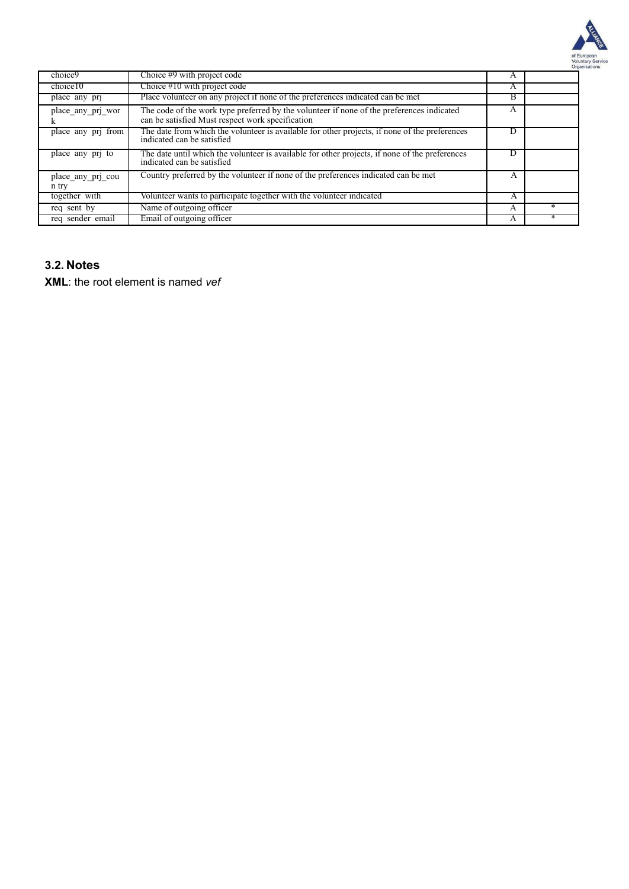| | | | |
|---|---|---|---|
| choice9 | Choice #9 with project code | A | |
| choice10 | Choice #10 with project code | A | |
| place_any_prj | Place volunteer on any project if none of the preferences indicated can be met | B | |
| place_any_prj_work | The code of the work type preferred by the volunteer if none of the preferences indicated can be satisfied Must respect work specification | A | |
| place_any_prj_from | The date from which the volunteer is available for other projects, if none of the preferences indicated can be satisfied | D | |
| place_any_prj_to | The date until which the volunteer is available for other projects, if none of the preferences indicated can be satisfied | D | |
| place_any_prj_country | Country preferred by the volunteer if none of the preferences indicated can be met | A | |
| together_with | Volunteer wants to participate together with the volunteer indicated | A | |
| req_sent_by | Name of outgoing officer | A | * |
| req_sender_email | Email of outgoing officer | A | * |

## 3.2. Notes

**XML**: the root element is named *vef*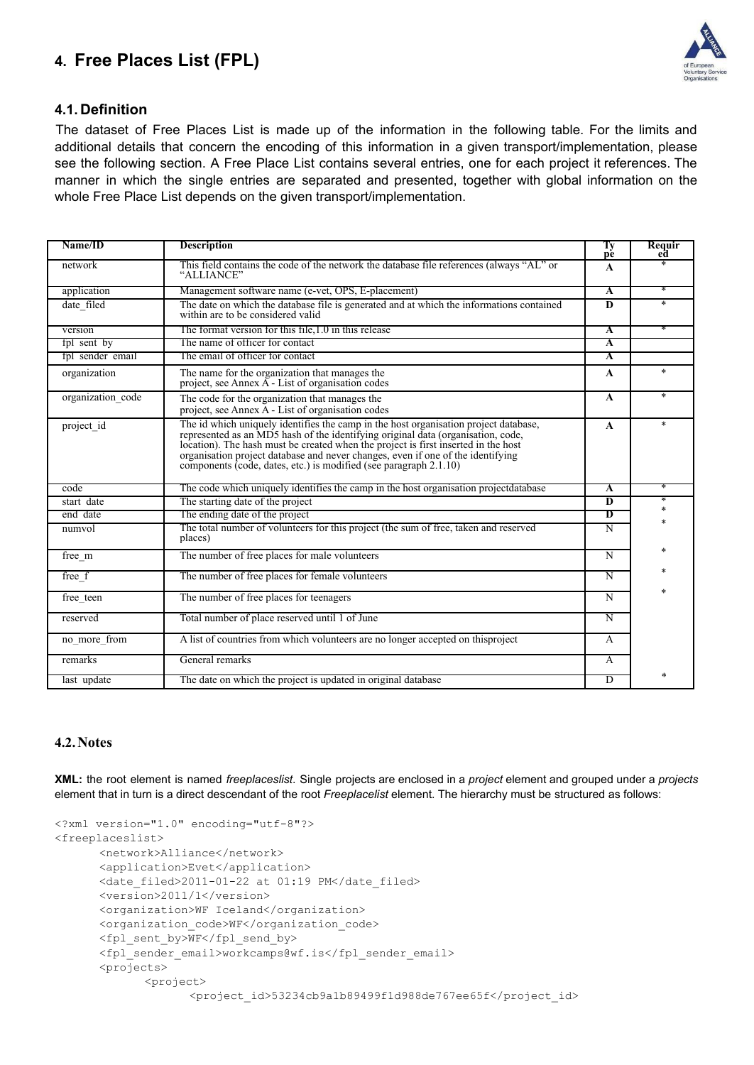# 4. Free Places List (FPL)

## 4.1. Definition

The dataset of Free Places List is made up of the information in the following table. For the limits and additional details that concern the encoding of this information in a given transport/implementation, please see the following section. A Free Place List contains several entries, one for each project it references. The manner in which the single entries are separated and presented, together with global information on the whole Free Place List depends on the given transport/implementation.

| Name/ID | Description | Type | Required |
|---|---|---|---|
| network | This field contains the code of the network the database file references (always "AL" or "ALLIANCE" | A | * |
| application | Management software name (e-vet, OPS, E-placement) | A | * |
| date_filed | The date on which the database file is generated and at which the informations contained within are to be considered valid | D | * |
| version | The format version for this file,1.0 in this release | A | * |
| fpl_sent_by | The name of officer for contact | A | |
| fpl_sender_email | The email of officer for contact | A | |
| organization | The name for the organization that manages the project, see Annex A - List of organisation codes | A | * |
| organization_code | The code for the organization that manages the project, see Annex A - List of organisation codes | A | * |
| project_id | The id which uniquely identifies the camp in the host organisation project database, represented as an MD5 hash of the identifying original data (organisation, code, location). The hash must be created when the project is first inserted in the host organisation project database and never changes, even if one of the identifying components (code, dates, etc.) is modified (see paragraph 2.1.10) | A | * |
| code | The code which uniquely identifies the camp in the host organisation projectdatabase | A | * |
| start_date | The starting date of the project | D | * |
| end_date | The ending date of the project | D | * |
| numvol | The total number of volunteers for this project (the sum of free, taken and reserved places) | N | * |
| free_m | The number of free places for male volunteers | N | * |
| free_f | The number of free places for female volunteers | N | * |
| free_teen | The number of free places for teenagers | N | * |
| reserved | Total number of place reserved until 1 of June | N | |
| no_more_from | A list of countries from which volunteers are no longer accepted on thisproject | A | |
| remarks | General remarks | A | |
| last_update | The date on which the project is updated in original database | D | * |

## 4.2. Notes

**XML:** the root element is named *freeplaceslist*. Single projects are enclosed in a *project* element and grouped under a *projects* element that in turn is a direct descendant of the root *Freeplacelist* element. The hierarchy must be structured as follows:

```
<?xml version="1.0" encoding="utf-8"?>
<freeplaceslist>
        <network>Alliance</network>
        <application>Evet</application>
        <date_filed>2011-01-22 at 01:19 PM</date_filed>
        <version>2011/1</version>
        <organization>WF Iceland</organization>
        <organization_code>WF</organization_code>
        <fpl_sent_by>WF</fpl_send_by>
        <fpl_sender_email>workcamps@wf.is</fpl_sender_email>
        <projects>
                <project>
                        <project_id>53234cb9a1b89499f1d988de767ee65f</project_id>
```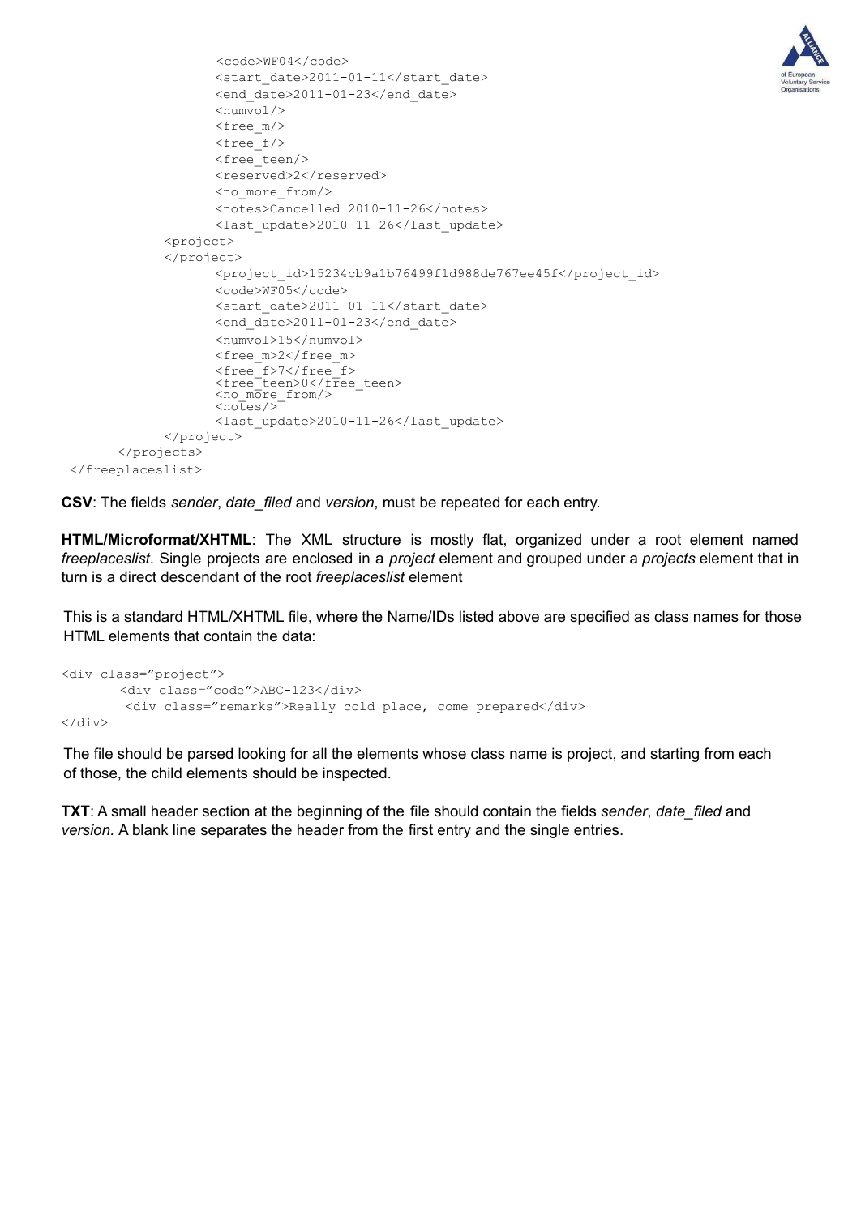```
                <code>WF04</code>
                <start_date>2011-01-11</start_date>
                <end_date>2011-01-23</end_date>
                <numvol/>
                <free_m/>
                <free_f/>
                <free_teen/>
                <reserved>2</reserved>
                <no_more_from/>
                <notes>Cancelled 2010-11-26</notes>
                <last_update>2010-11-26</last_update>
            <project>
            </project>
                <project_id>15234cb9a1b76499f1d988de767ee45f</project_id>
                <code>WF05</code>
                <start_date>2011-01-11</start_date>
                <end_date>2011-01-23</end_date>
                <numvol>15</numvol>
                <free_m>2</free_m>
                <free_f>7</free_f>
                <free_teen>0</free_teen>
                <no_more_from/>
                <notes/>
                <last_update>2010-11-26</last_update>
            </project>
        </projects>
</freeplaceslist>
```

**CSV**: The fields *sender*, *date_filed* and *version*, must be repeated for each entry.

**HTML/Microformat/XHTML**: The XML structure is mostly flat, organized under a root element named *freeplaceslist*. Single projects are enclosed in a *project* element and grouped under a *projects* element that in turn is a direct descendant of the root *freeplaceslist* element

This is a standard HTML/XHTML file, where the Name/IDs listed above are specified as class names for those HTML elements that contain the data:

```
<div class="project">
       <div class="code">ABC-123</div>
        <div class="remarks">Really cold place, come prepared</div>
</div>
```

The file should be parsed looking for all the elements whose class name is project, and starting from each of those, the child elements should be inspected.

**TXT**: A small header section at the beginning of the file should contain the fields *sender*, *date_filed* and *version.* A blank line separates the header from the first entry and the single entries.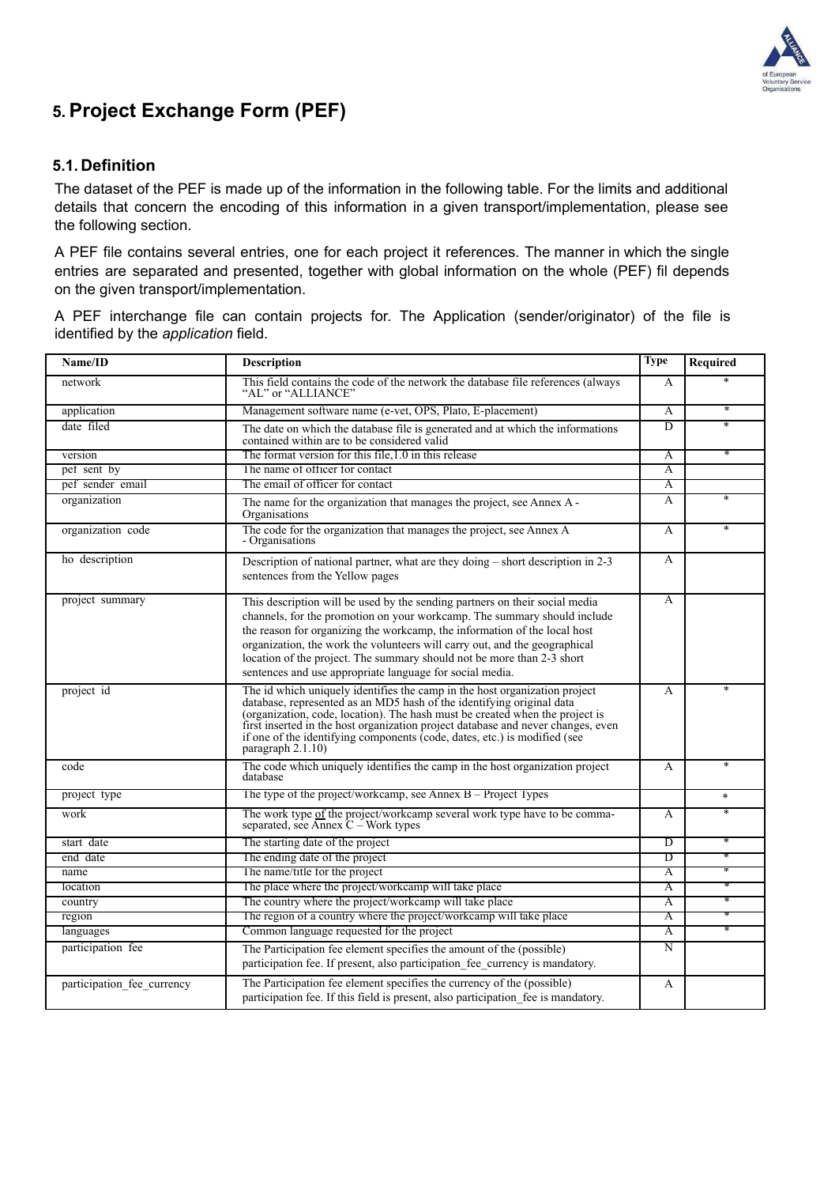## 5. Project Exchange Form (PEF)

### 5.1. Definition

The dataset of the PEF is made up of the information in the following table. For the limits and additional details that concern the encoding of this information in a given transport/implementation, please see the following section.

A PEF file contains several entries, one for each project it references. The manner in which the single entries are separated and presented, together with global information on the whole (PEF) fil depends on the given transport/implementation.

A PEF interchange file can contain projects for. The Application (sender/originator) of the file is identified by the *application* field.

| Name/ID | Description | Type | Required |
|---|---|---|---|
| network | This field contains the code of the network the database file references (always "AL" or "ALLIANCE" | A | * |
| application | Management software name (e-vet, OPS, Plato, E-placement) | A | * |
| date_filed | The date on which the database file is generated and at which the informations contained within are to be considered valid | D | * |
| version | The format version for this file,1.0 in this release | A | * |
| pef_sent_by | The name of officer for contact | A | |
| pef_sender_email | The email of officer for contact | A | |
| organization | The name for the organization that manages the project, see Annex A - Organisations | A | * |
| organization_code | The code for the organization that manages the project, see Annex A - Organisations | A | * |
| ho_description | Description of national partner, what are they doing – short description in 2-3 sentences from the Yellow pages | A | |
| project_summary | This description will be used by the sending partners on their social media channels, for the promotion on your workcamp. The summary should include the reason for organizing the workcamp, the information of the local host organization, the work the volunteers will carry out, and the geographical location of the project. The summary should not be more than 2-3 short sentences and use appropriate language for social media. | A | |
| project_id | The id which uniquely identifies the camp in the host organization project database, represented as an MD5 hash of the identifying original data (organization, code, location). The hash must be created when the project is first inserted in the host organization project database and never changes, even if one of the identifying components (code, dates, etc.) is modified (see paragraph 2.1.10) | A | * |
| code | The code which uniquely identifies the camp in the host organization project database | A | * |
| project_type | The type of the project/workcamp, see Annex B – Project Types | | * |
| work | The work type of the project/workcamp several work type have to be comma-separated, see Annex C – Work types | A | * |
| start_date | The starting date of the project | D | * |
| end_date | The ending date of the project | D | * |
| name | The name/title for the project | A | * |
| location | The place where the project/workcamp will take place | A | * |
| country | The country where the project/workcamp will take place | A | * |
| region | The region of a country where the project/workcamp will take place | A | * |
| languages | Common language requested for the project | A | * |
| participation_fee | The Participation fee element specifies the amount of the (possible) participation fee. If present, also participation_fee_currency is mandatory. | N | |
| participation_fee_currency | The Participation fee element specifies the currency of the (possible) participation fee. If this field is present, also participation_fee is mandatory. | A | |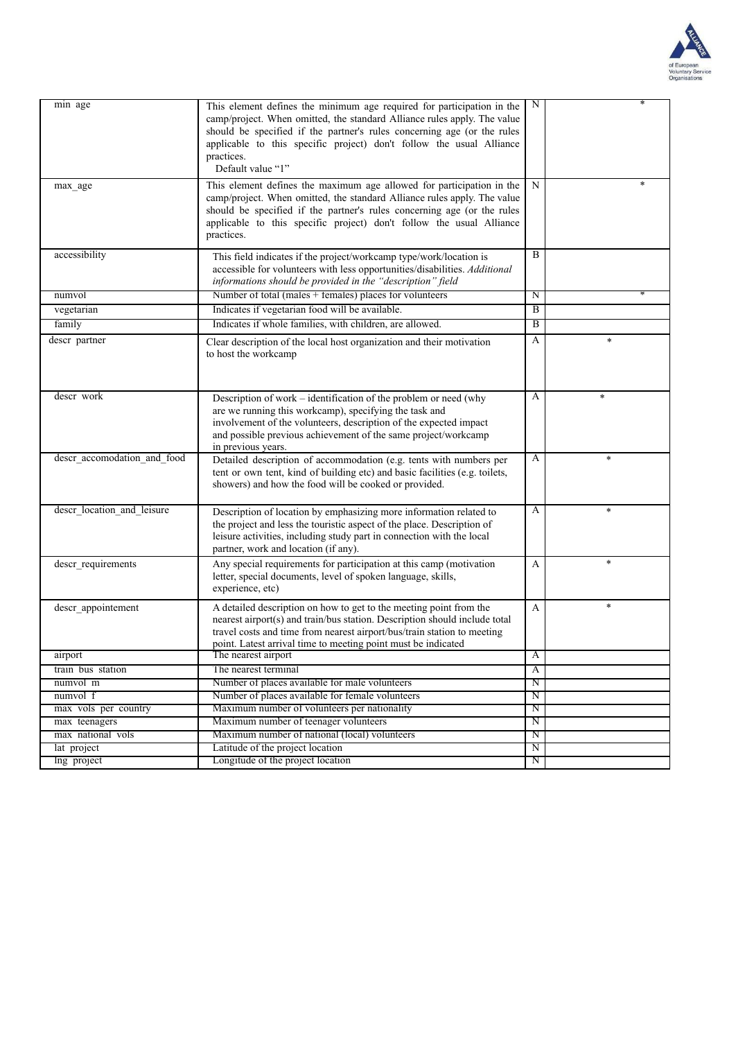| | | | |
|---|---|---|---|
| min_age | This element defines the minimum age required for participation in the camp/project. When omitted, the standard Alliance rules apply. The value should be specified if the partner's rules concerning age (or the rules applicable to this specific project) don't follow the usual Alliance practices. Default value "1" | N | * |
| max_age | This element defines the maximum age allowed for participation in the camp/project. When omitted, the standard Alliance rules apply. The value should be specified if the partner's rules concerning age (or the rules applicable to this specific project) don't follow the usual Alliance practices. | N | * |
| accessibility | This field indicates if the project/workcamp type/work/location is accessible for volunteers with less opportunities/disabilities. *Additional informations should be provided in the "description" field* | B | |
| numvol | Number of total (males + females) places for volunteers | N | * |
| vegetarian | Indicates if vegetarian food will be available. | B | |
| family | Indicates if whole families, with children, are allowed. | B | |
| descr_partner | Clear description of the local host organization and their motivation to host the workcamp | A | * |
| descr_work | Description of work – identification of the problem or need (why are we running this workcamp), specifying the task and involvement of the volunteers, description of the expected impact and possible previous achievement of the same project/workcamp in previous years. | A | * |
| descr_accomodation_and_food | Detailed description of accommodation (e.g. tents with numbers per tent or own tent, kind of building etc) and basic facilities (e.g. toilets, showers) and how the food will be cooked or provided. | A | * |
| descr_location_and_leisure | Description of location by emphasizing more information related to the project and less the touristic aspect of the place. Description of leisure activities, including study part in connection with the local partner, work and location (if any). | A | * |
| descr_requirements | Any special requirements for participation at this camp (motivation letter, special documents, level of spoken language, skills, experience, etc) | A | * |
| descr_appointement | A detailed description on how to get to the meeting point from the nearest airport(s) and train/bus station. Description should include total travel costs and time from nearest airport/bus/train station to meeting point. Latest arrival time to meeting point must be indicated | A | * |
| airport | The nearest airport | A | |
| train_bus_station | The nearest terminal | A | |
| numvol_m | Number of places available for male volunteers | N | |
| numvol_f | Number of places available for female volunteers | N | |
| max_vols_per_country | Maximum number of volunteers per nationality | N | |
| max_teenagers | Maximum number of teenager volunteers | N | |
| max_national_vols | Maximum number of national (local) volunteers | N | |
| lat_project | Latitude of the project location | N | |
| lng_project | Longitude of the project location | N | |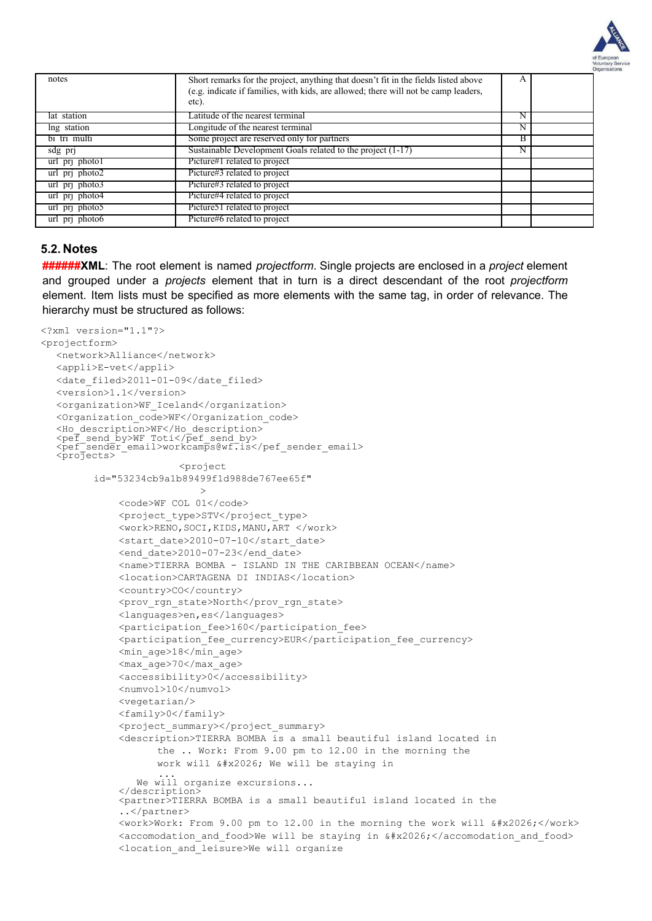| notes | Short remarks for the project, anything that doesn't fit in the fields listed above (e.g. indicate if families, with kids, are allowed; there will not be camp leaders, etc). | A | |
|---|---|---|---|
| lat_station | Latitude of the nearest terminal | N | |
| lng_station | Longitude of the nearest terminal | N | |
| bi_tri_multi | Some project are reserved only for partners | B | |
| sdg_prj | Sustainable Development Goals related to the project (1-17) | N | |
| url_prj_photo1 | Picture#1 related to project | | |
| url_prj_photo2 | Picture#3 related to project | | |
| url_prj_photo3 | Picture#3 related to project | | |
| url_prj_photo4 | Picture#4 related to project | | |
| url_prj_photo5 | Picture51 related to project | | |
| url_prj_photo6 | Picture#6 related to project | | |

## 5.2. Notes

######**XML**: The root element is named *projectform*. Single projects are enclosed in a *project* element and grouped under a *projects* element that in turn is a direct descendant of the root *projectform* element. Item lists must be specified as more elements with the same tag, in order of relevance. The hierarchy must be structured as follows:

```
<?xml version="1.1"?>
<projectform>
   <network>Alliance</network>
   <appli>E-vet</appli>
   <date_filed>2011-01-09</date_filed>
   <version>1.1</version>
   <organization>WF_Iceland</organization>
   <Organization_code>WF</Organization_code>
   <Ho_description>WF</Ho_description>
   <pef_send_by>WF Toti</pef_send_by>
   <pef_sender_email>workcamps@wf.is</pef_sender_email>
   <projects>
                        <project
          id="53234cb9a1b89499f1d988de767ee65f"
                            >
               <code>WF COL 01</code>
               <project_type>STV</project_type>
               <work>RENO,SOCI,KIDS,MANU,ART </work>
               <start_date>2010-07-10</start_date>
               <end_date>2010-07-23</end_date>
               <name>TIERRA BOMBA - ISLAND IN THE CARIBBEAN OCEAN</name>
               <location>CARTAGENA DI INDIAS</location>
               <country>CO</country>
               <prov_rgn_state>North</prov_rgn_state>
               <languages>en,es</languages>
               <participation_fee>160</participation_fee>
               <participation_fee_currency>EUR</participation_fee_currency>
               <min_age>18</min_age>
               <max_age>70</max_age>
               <accessibility>0</accessibility>
               <numvol>10</numvol>
               <vegetarian/>
               <family>0</family>
               <project_summary></project_summary>
               <description>TIERRA BOMBA is a small beautiful island located in
                      the .. Work: From 9.00 pm to 12.00 in the morning the
                      work will &#x2026; We will be staying in
                      ...
                  We will organize excursions...
               </description>
               <partner>TIERRA BOMBA is a small beautiful island located in the
               ..</partner>
               <work>Work: From 9.00 pm to 12.00 in the morning the work will &#x2026;</work>
               <accomodation_and_food>We will be staying in &#x2026;</accomodation_and_food>
               <location_and_leisure>We will organize
```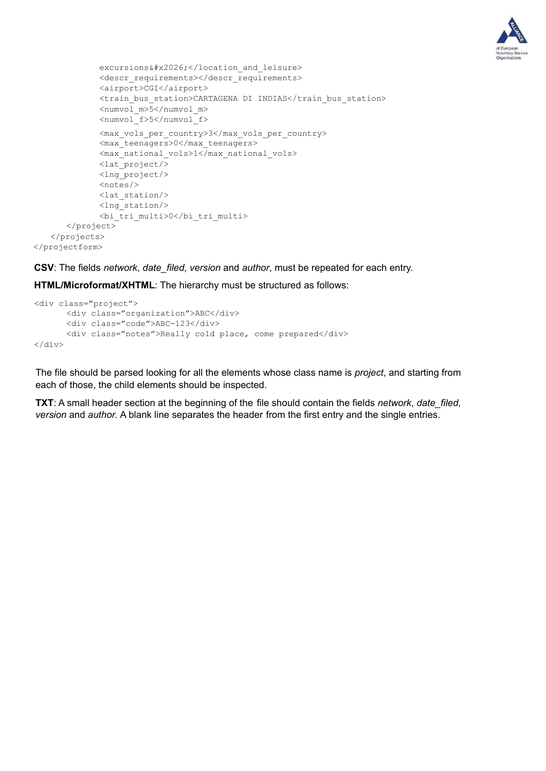```
            excursions&#x2026;</location_and_leisure>
            <descr_requirements></descr_requirements>
            <airport>CGI</airport>
            <train_bus_station>CARTAGENA DI INDIAS</train_bus_station>
            <numvol_m>5</numvol_m>
            <numvol_f>5</numvol_f>
            <max_vols_per_country>3</max_vols_per_country>
            <max_teenagers>0</max_teenagers>
            <max_national_vols>1</max_national_vols>
            <lat_project/>
            <lng_project/>
            <notes/>
            <lat_station/>
            <lng_station/>
            <bi_tri_multi>0</bi_tri_multi>
        </project>
    </projects>
</projectform>
```

**CSV**: The fields *network*, *date_filed, version* and *author*, must be repeated for each entry.

**HTML/Microformat/XHTML**: The hierarchy must be structured as follows:

```
<div class="project">
      <div class="organization">ABC</div>
      <div class="code">ABC-123</div>
      <div class="notes">Really cold place, come prepared</div>
</div>
```

The file should be parsed looking for all the elements whose class name is *project*, and starting from each of those, the child elements should be inspected.

**TXT**: A small header section at the beginning of the file should contain the fields *network*, *date_filed, version* and *author.* A blank line separates the header from the first entry and the single entries.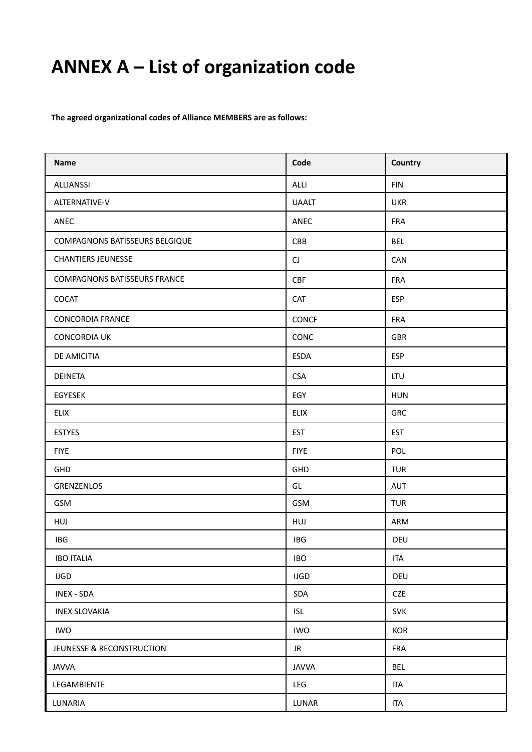# ANNEX A – List of organization code

**The agreed organizational codes of Alliance MEMBERS are as follows:**

| Name | Code | Country |
|---|---|---|
| ALLIANSSI | ALLI | FIN |
| ALTERNATIVE-V | UAALT | UKR |
| ANEC | ANEC | FRA |
| COMPAGNONS BATISSEURS BELGIQUE | CBB | BEL |
| CHANTIERS JEUNESSE | CJ | CAN |
| COMPAGNONS BATISSEURS FRANCE | CBF | FRA |
| COCAT | CAT | ESP |
| CONCORDIA FRANCE | CONCF | FRA |
| CONCORDIA UK | CONC | GBR |
| DE AMICITIA | ESDA | ESP |
| DEINETA | CSA | LTU |
| EGYESEK | EGY | HUN |
| ELIX | ELIX | GRC |
| ESTYES | EST | EST |
| FIYE | FIYE | POL |
| GHD | GHD | TUR |
| GRENZENLOS | GL | AUT |
| GSM | GSM | TUR |
| HUJ | HUJ | ARM |
| IBG | IBG | DEU |
| IBO ITALIA | IBO | ITA |
| IJGD | IJGD | DEU |
| INEX - SDA | SDA | CZE |
| INEX SLOVAKIA | ISL | SVK |
| IWO | IWO | KOR |
| JEUNESSE & RECONSTRUCTION | JR | FRA |
| JAVVA | JAVVA | BEL |
| LEGAMBIENTE | LEG | ITA |
| LUNARIA | LUNAR | ITA |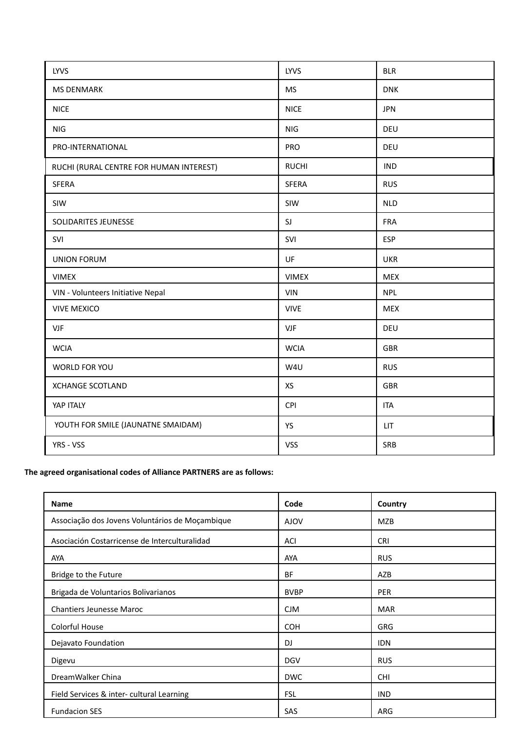| | | |
|---|---|---|
| LYVS | LYVS | BLR |
| MS DENMARK | MS | DNK |
| NICE | NICE | JPN |
| NIG | NIG | DEU |
| PRO-INTERNATIONAL | PRO | DEU |
| RUCHI (RURAL CENTRE FOR HUMAN INTEREST) | RUCHI | IND |
| SFERA | SFERA | RUS |
| SIW | SIW | NLD |
| SOLIDARITES JEUNESSE | SJ | FRA |
| SVI | SVI | ESP |
| UNION FORUM | UF | UKR |
| VIMEX | VIMEX | MEX |
| VIN - Volunteers Initiative Nepal | VIN | NPL |
| VIVE MEXICO | VIVE | MEX |
| VJF | VJF | DEU |
| WCIA | WCIA | GBR |
| WORLD FOR YOU | W4U | RUS |
| XCHANGE SCOTLAND | XS | GBR |
| YAP ITALY | CPI | ITA |
| YOUTH FOR SMILE (JAUNATNE SMAIDAM) | YS | LIT |
| YRS - VSS | VSS | SRB |

**The agreed organisational codes of Alliance PARTNERS are as follows:**

| Name | Code | Country |
|---|---|---|
| Associação dos Jovens Voluntários de Moçambique | AJOV | MZB |
| Asociación Costarricense de Interculturalidad | ACI | CRI |
| AYA | AYA | RUS |
| Bridge to the Future | BF | AZB |
| Brigada de Voluntarios Bolivarianos | BVBP | PER |
| Chantiers Jeunesse Maroc | CJM | MAR |
| Colorful House | COH | GRG |
| Dejavato Foundation | DJ | IDN |
| Digevu | DGV | RUS |
| DreamWalker China | DWC | CHI |
| Field Services & inter- cultural Learning | FSL | IND |
| Fundacion SES | SAS | ARG |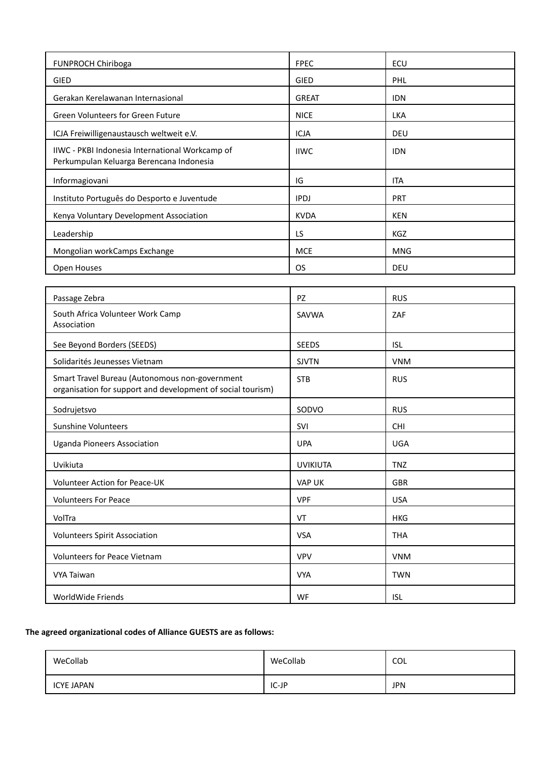| | | |
|---|---|---|
| FUNPROCH Chiriboga | FPEC | ECU |
| GIED | GIED | PHL |
| Gerakan Kerelawanan Internasional | GREAT | IDN |
| Green Volunteers for Green Future | NICE | LKA |
| ICJA Freiwilligenaustausch weltweit e.V. | ICJA | DEU |
| IIWC - PKBI Indonesia International Workcamp of Perkumpulan Keluarga Berencana Indonesia | IIWC | IDN |
| Informagiovani | IG | ITA |
| Instituto Português do Desporto e Juventude | IPDJ | PRT |
| Kenya Voluntary Development Association | KVDA | KEN |
| Leadership | LS | KGZ |
| Mongolian workCamps Exchange | MCE | MNG |
| Open Houses | OS | DEU |
| Passage Zebra | PZ | RUS |
| South Africa Volunteer Work Camp Association | SAVWA | ZAF |
| See Beyond Borders (SEEDS) | SEEDS | ISL |
| Solidarités Jeunesses Vietnam | SJVTN | VNM |
| Smart Travel Bureau (Autonomous non-government organisation for support and development of social tourism) | STB | RUS |
| Sodrujetsvo | SODVO | RUS |
| Sunshine Volunteers | SVI | CHI |
| Uganda Pioneers Association | UPA | UGA |
| Uvikiuta | UVIKIUTA | TNZ |
| Volunteer Action for Peace-UK | VAP UK | GBR |
| Volunteers For Peace | VPF | USA |
| VolTra | VT | HKG |
| Volunteers Spirit Association | VSA | THA |
| Volunteers for Peace Vietnam | VPV | VNM |
| VYA Taiwan | VYA | TWN |
| WorldWide Friends | WF | ISL |

**The agreed organizational codes of Alliance GUESTS are as follows:**

| | | |
|---|---|---|
| WeCollab | WeCollab | COL |
| ICYE JAPAN | IC-JP | JPN |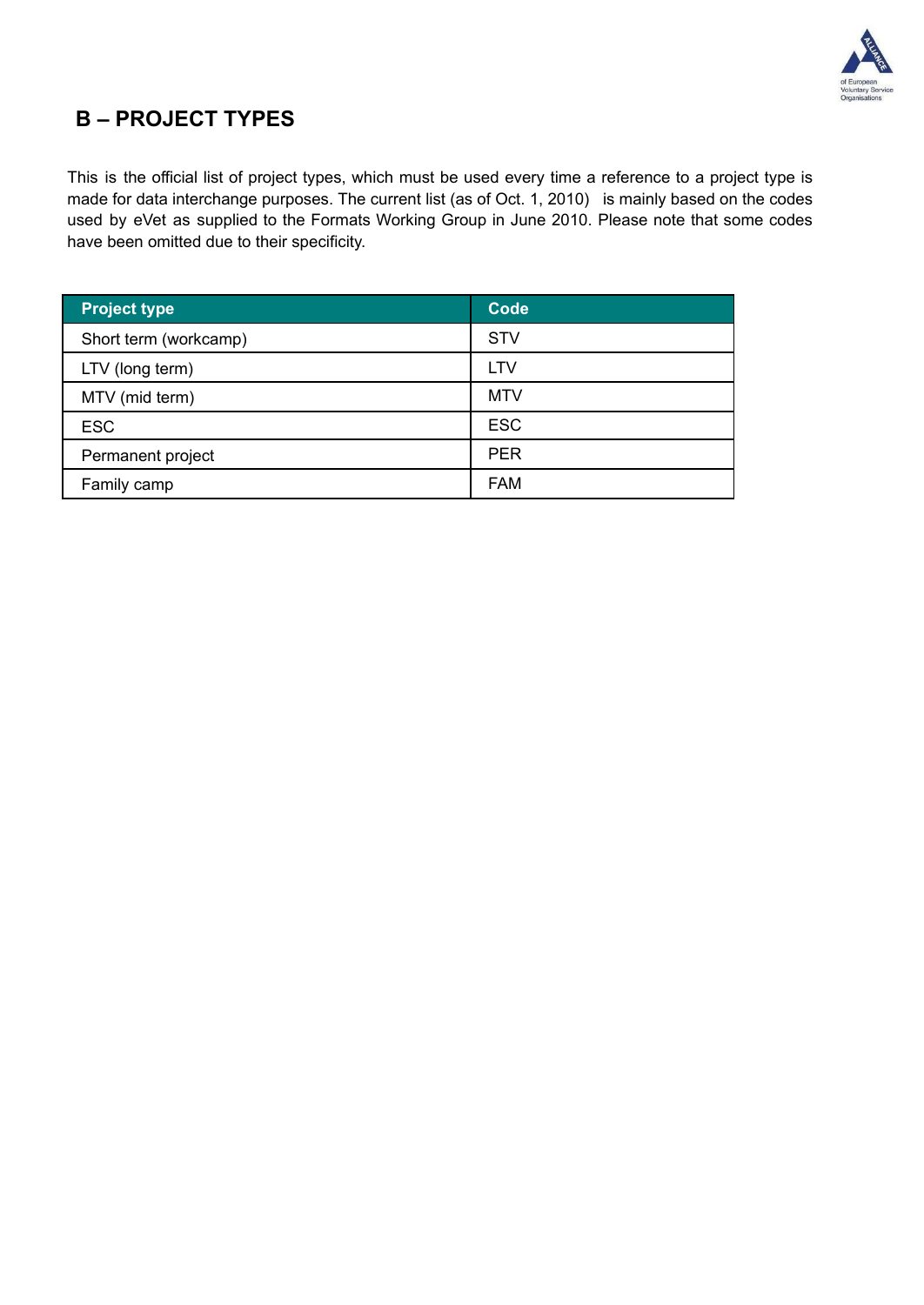## B – PROJECT TYPES

This is the official list of project types, which must be used every time a reference to a project type is made for data interchange purposes. The current list (as of Oct. 1, 2010) is mainly based on the codes used by eVet as supplied to the Formats Working Group in June 2010. Please note that some codes have been omitted due to their specificity.

| Project type | Code |
|---|---|
| Short term (workcamp) | STV |
| LTV (long term) | LTV |
| MTV (mid term) | MTV |
| ESC | ESC |
| Permanent project | PER |
| Family camp | FAM |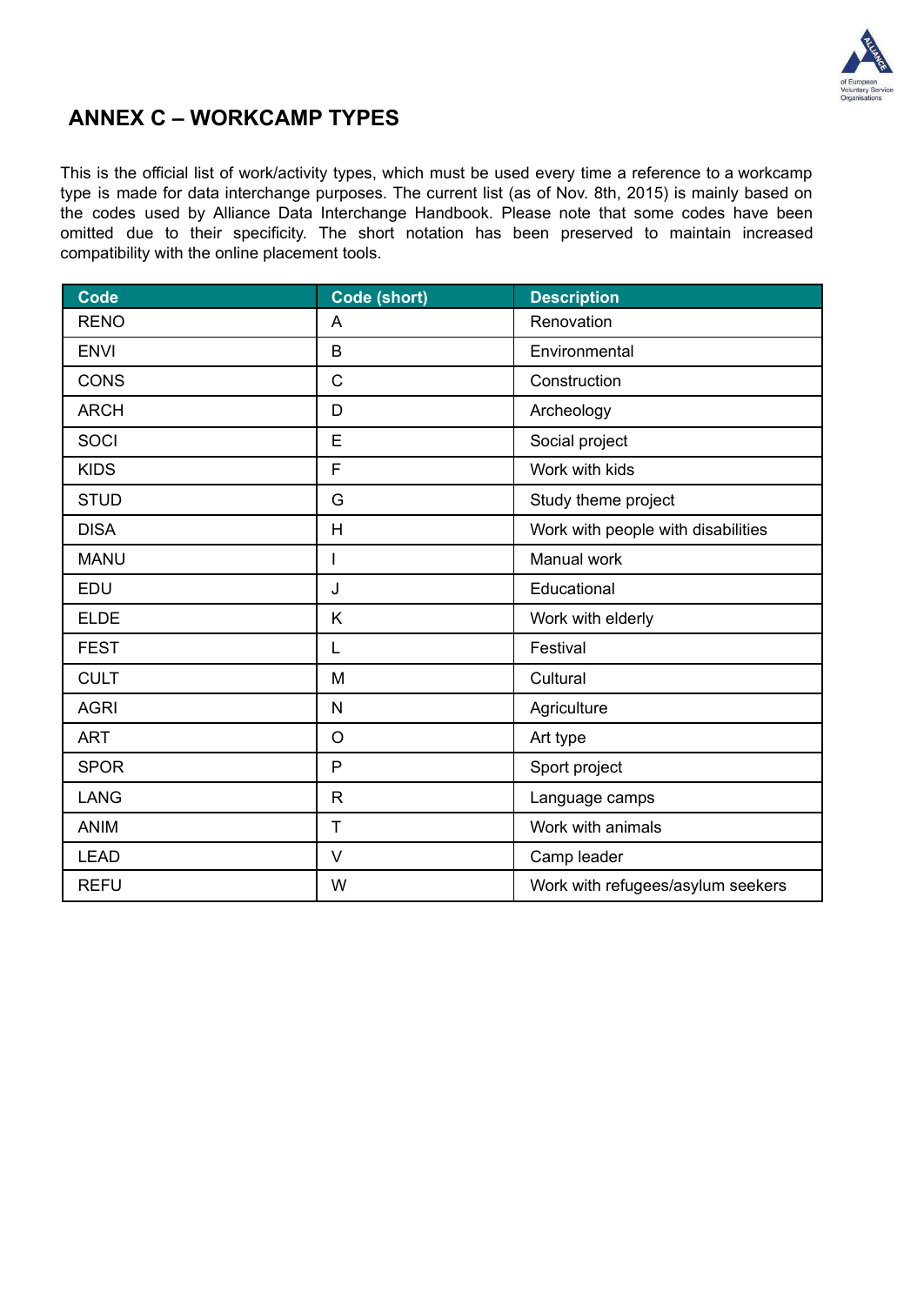# ANNEX C – WORKCAMP TYPES

This is the official list of work/activity types, which must be used every time a reference to a workcamp type is made for data interchange purposes. The current list (as of Nov. 8th, 2015) is mainly based on the codes used by Alliance Data Interchange Handbook. Please note that some codes have been omitted due to their specificity. The short notation has been preserved to maintain increased compatibility with the online placement tools.

| Code | Code (short) | Description |
|---|---|---|
| RENO | A | Renovation |
| ENVI | B | Environmental |
| CONS | C | Construction |
| ARCH | D | Archeology |
| SOCI | E | Social project |
| KIDS | F | Work with kids |
| STUD | G | Study theme project |
| DISA | H | Work with people with disabilities |
| MANU | I | Manual work |
| EDU | J | Educational |
| ELDE | K | Work with elderly |
| FEST | L | Festival |
| CULT | M | Cultural |
| AGRI | N | Agriculture |
| ART | O | Art type |
| SPOR | P | Sport project |
| LANG | R | Language camps |
| ANIM | T | Work with animals |
| LEAD | V | Camp leader |
| REFU | W | Work with refugees/asylum seekers |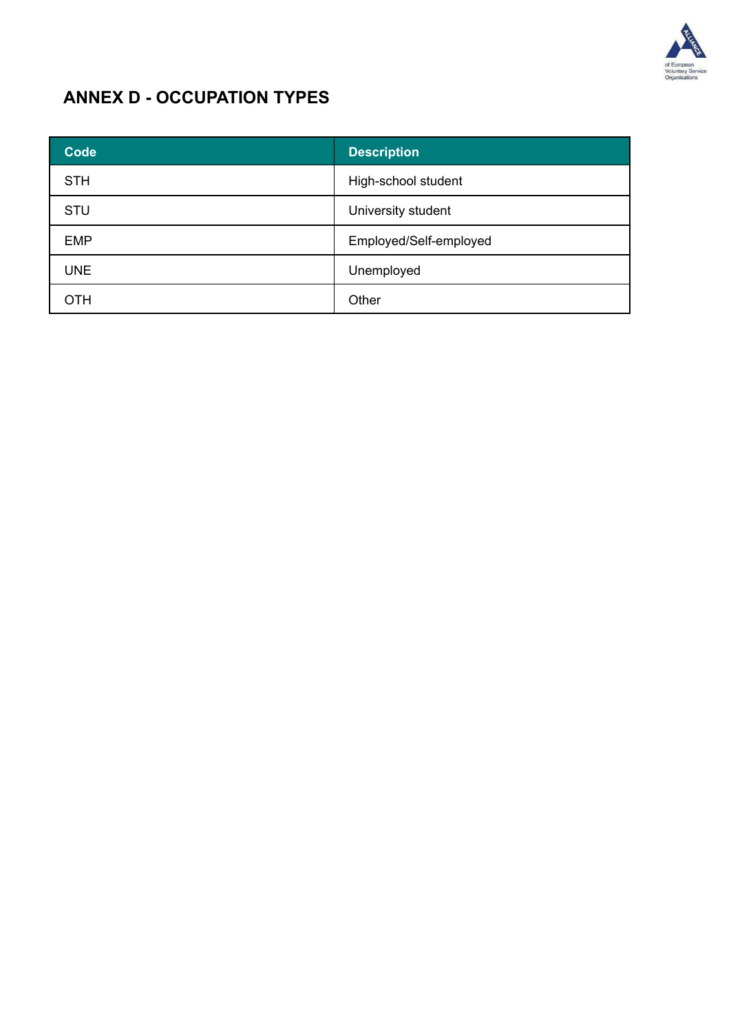## ANNEX D - OCCUPATION TYPES

| Code | Description |
|---|---|
| STH | High-school student |
| STU | University student |
| EMP | Employed/Self-employed |
| UNE | Unemployed |
| OTH | Other |